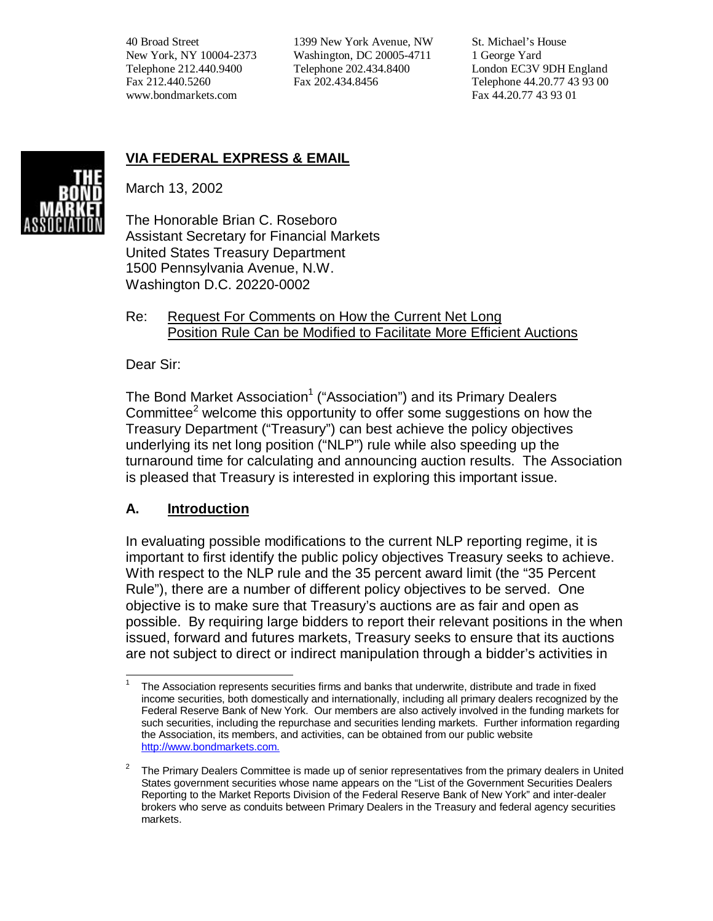40 Broad Street
New York, NY 10004-2373
Telephone 212.440.9400
Fax 212.440.5260
www.bondmarkets.com

1399 New York Avenue, NW
Washington, DC 20005-4711
Telephone 202.434.8400
Fax 202.434.8456

St. Michael's House
1 George Yard
London EC3V 9DH England
Telephone 44.20.77 43 93 00
Fax 44.20.77 43 93 01

THE BOND MARKET ASSOCIATION

**VIA FEDERAL EXPRESS & EMAIL**

March 13, 2002

The Honorable Brian C. Roseboro
Assistant Secretary for Financial Markets
United States Treasury Department
1500 Pennsylvania Avenue, N.W.
Washington D.C. 20220-0002

Re: Request For Comments on How the Current Net Long Position Rule Can be Modified to Facilitate More Efficient Auctions

Dear Sir:

The Bond Market Association[1] ("Association") and its Primary Dealers Committee[2] welcome this opportunity to offer some suggestions on how the Treasury Department ("Treasury") can best achieve the policy objectives underlying its net long position ("NLP") rule while also speeding up the turnaround time for calculating and announcing auction results. The Association is pleased that Treasury is interested in exploring this important issue.

## A. Introduction

In evaluating possible modifications to the current NLP reporting regime, it is important to first identify the public policy objectives Treasury seeks to achieve. With respect to the NLP rule and the 35 percent award limit (the "35 Percent Rule"), there are a number of different policy objectives to be served. One objective is to make sure that Treasury's auctions are as fair and open as possible. By requiring large bidders to report their relevant positions in the when issued, forward and futures markets, Treasury seeks to ensure that its auctions are not subject to direct or indirect manipulation through a bidder's activities in

---

[1] The Association represents securities firms and banks that underwrite, distribute and trade in fixed income securities, both domestically and internationally, including all primary dealers recognized by the Federal Reserve Bank of New York. Our members are also actively involved in the funding markets for such securities, including the repurchase and securities lending markets. Further information regarding the Association, its members, and activities, can be obtained from our public website http://www.bondmarkets.com.

[2] The Primary Dealers Committee is made up of senior representatives from the primary dealers in United States government securities whose name appears on the "List of the Government Securities Dealers Reporting to the Market Reports Division of the Federal Reserve Bank of New York" and inter-dealer brokers who serve as conduits between Primary Dealers in the Treasury and federal agency securities markets.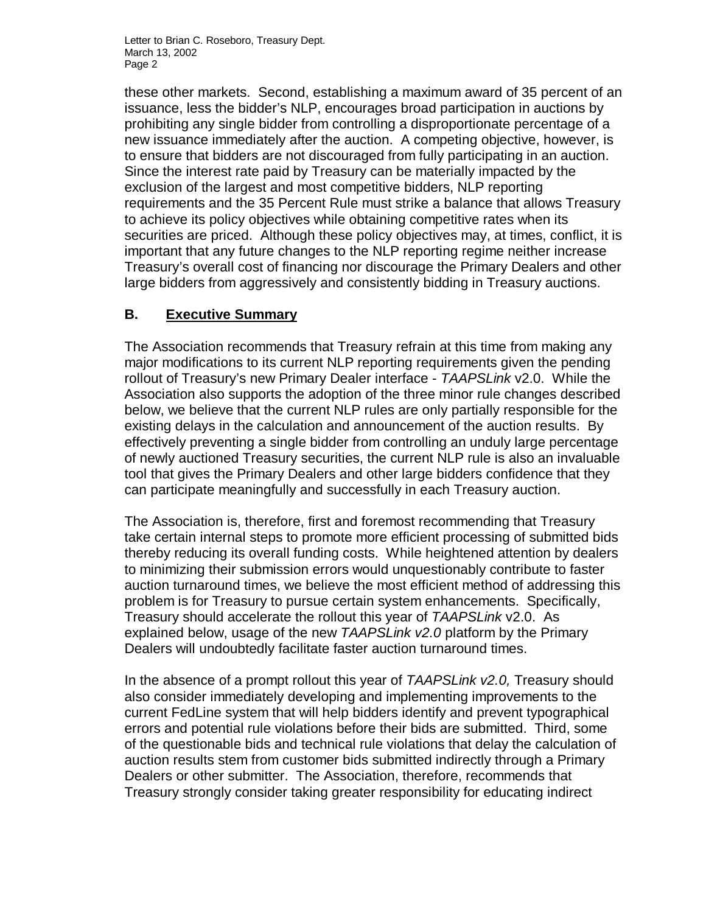these other markets. Second, establishing a maximum award of 35 percent of an issuance, less the bidder's NLP, encourages broad participation in auctions by prohibiting any single bidder from controlling a disproportionate percentage of a new issuance immediately after the auction. A competing objective, however, is to ensure that bidders are not discouraged from fully participating in an auction. Since the interest rate paid by Treasury can be materially impacted by the exclusion of the largest and most competitive bidders, NLP reporting requirements and the 35 Percent Rule must strike a balance that allows Treasury to achieve its policy objectives while obtaining competitive rates when its securities are priced. Although these policy objectives may, at times, conflict, it is important that any future changes to the NLP reporting regime neither increase Treasury's overall cost of financing nor discourage the Primary Dealers and other large bidders from aggressively and consistently bidding in Treasury auctions.

## B. Executive Summary

The Association recommends that Treasury refrain at this time from making any major modifications to its current NLP reporting requirements given the pending rollout of Treasury's new Primary Dealer interface - *TAAPSLink* v2.0. While the Association also supports the adoption of the three minor rule changes described below, we believe that the current NLP rules are only partially responsible for the existing delays in the calculation and announcement of the auction results. By effectively preventing a single bidder from controlling an unduly large percentage of newly auctioned Treasury securities, the current NLP rule is also an invaluable tool that gives the Primary Dealers and other large bidders confidence that they can participate meaningfully and successfully in each Treasury auction.

The Association is, therefore, first and foremost recommending that Treasury take certain internal steps to promote more efficient processing of submitted bids thereby reducing its overall funding costs. While heightened attention by dealers to minimizing their submission errors would unquestionably contribute to faster auction turnaround times, we believe the most efficient method of addressing this problem is for Treasury to pursue certain system enhancements. Specifically, Treasury should accelerate the rollout this year of *TAAPSLink* v2.0. As explained below, usage of the new *TAAPSLink v2.0* platform by the Primary Dealers will undoubtedly facilitate faster auction turnaround times.

In the absence of a prompt rollout this year of *TAAPSLink v2.0,* Treasury should also consider immediately developing and implementing improvements to the current FedLine system that will help bidders identify and prevent typographical errors and potential rule violations before their bids are submitted. Third, some of the questionable bids and technical rule violations that delay the calculation of auction results stem from customer bids submitted indirectly through a Primary Dealers or other submitter. The Association, therefore, recommends that Treasury strongly consider taking greater responsibility for educating indirect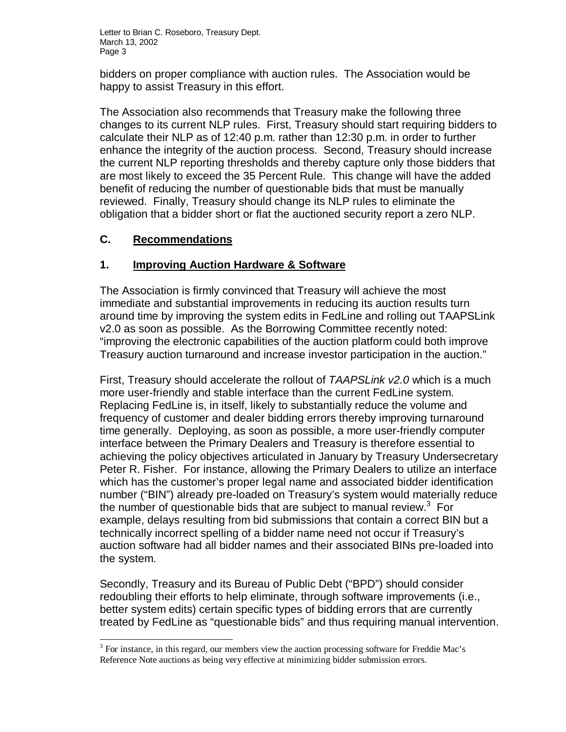bidders on proper compliance with auction rules. The Association would be happy to assist Treasury in this effort.

The Association also recommends that Treasury make the following three changes to its current NLP rules. First, Treasury should start requiring bidders to calculate their NLP as of 12:40 p.m. rather than 12:30 p.m. in order to further enhance the integrity of the auction process. Second, Treasury should increase the current NLP reporting thresholds and thereby capture only those bidders that are most likely to exceed the 35 Percent Rule. This change will have the added benefit of reducing the number of questionable bids that must be manually reviewed. Finally, Treasury should change its NLP rules to eliminate the obligation that a bidder short or flat the auctioned security report a zero NLP.

## C. <u>Recommendations</u>

### 1. <u>Improving Auction Hardware & Software</u>

The Association is firmly convinced that Treasury will achieve the most immediate and substantial improvements in reducing its auction results turn around time by improving the system edits in FedLine and rolling out TAAPSLink v2.0 as soon as possible. As the Borrowing Committee recently noted: "improving the electronic capabilities of the auction platform could both improve Treasury auction turnaround and increase investor participation in the auction."

First, Treasury should accelerate the rollout of *TAAPSLink v2.0* which is a much more user-friendly and stable interface than the current FedLine system. Replacing FedLine is, in itself, likely to substantially reduce the volume and frequency of customer and dealer bidding errors thereby improving turnaround time generally. Deploying, as soon as possible, a more user-friendly computer interface between the Primary Dealers and Treasury is therefore essential to achieving the policy objectives articulated in January by Treasury Undersecretary Peter R. Fisher. For instance, allowing the Primary Dealers to utilize an interface which has the customer's proper legal name and associated bidder identification number ("BIN") already pre-loaded on Treasury's system would materially reduce the number of questionable bids that are subject to manual review.[3] For example, delays resulting from bid submissions that contain a correct BIN but a technically incorrect spelling of a bidder name need not occur if Treasury's auction software had all bidder names and their associated BINs pre-loaded into the system.

Secondly, Treasury and its Bureau of Public Debt ("BPD") should consider redoubling their efforts to help eliminate, through software improvements (i.e., better system edits) certain specific types of bidding errors that are currently treated by FedLine as "questionable bids" and thus requiring manual intervention.

[3] For instance, in this regard, our members view the auction processing software for Freddie Mac's Reference Note auctions as being very effective at minimizing bidder submission errors.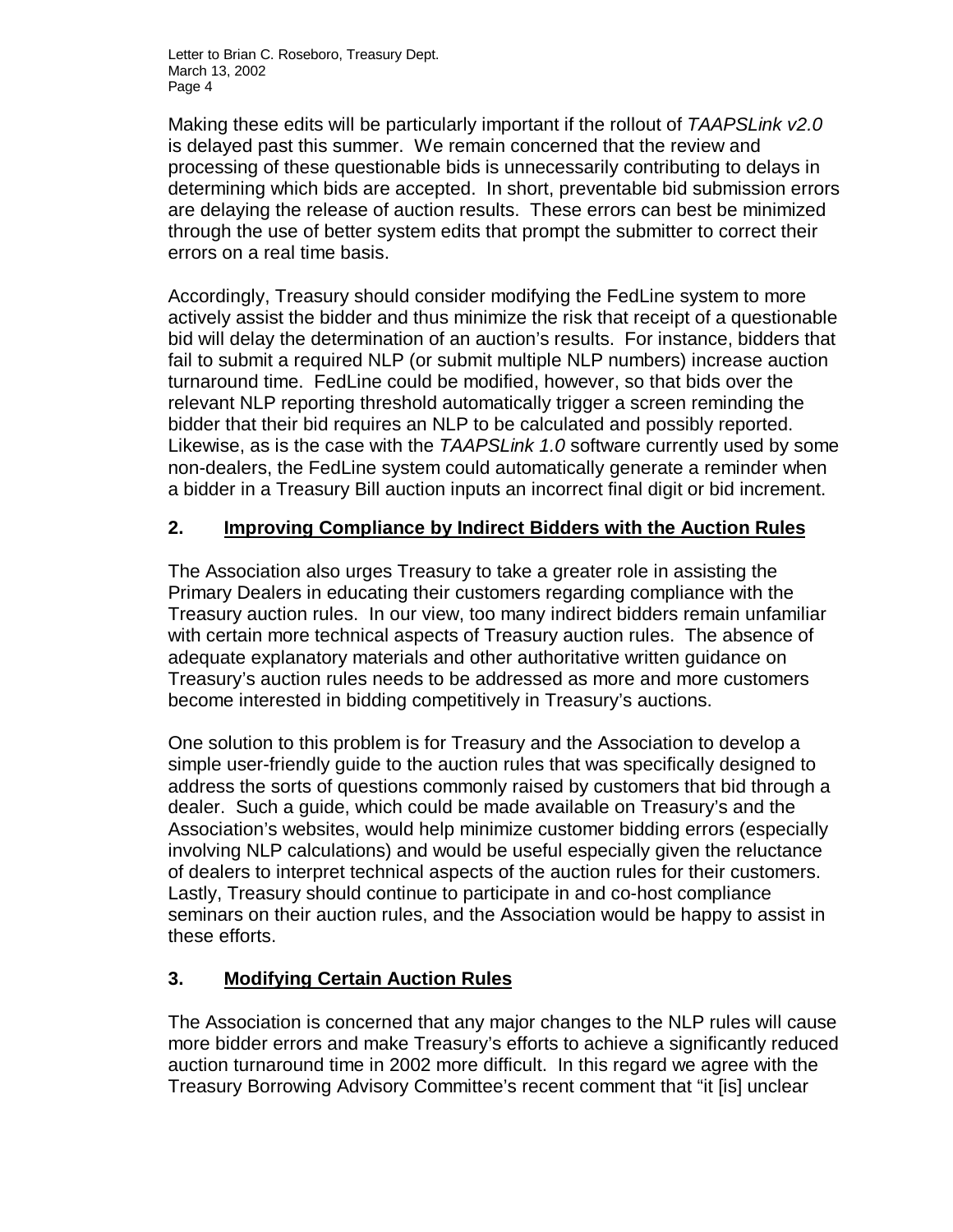Making these edits will be particularly important if the rollout of *TAAPSLink v2.0* is delayed past this summer. We remain concerned that the review and processing of these questionable bids is unnecessarily contributing to delays in determining which bids are accepted. In short, preventable bid submission errors are delaying the release of auction results. These errors can best be minimized through the use of better system edits that prompt the submitter to correct their errors on a real time basis.

Accordingly, Treasury should consider modifying the FedLine system to more actively assist the bidder and thus minimize the risk that receipt of a questionable bid will delay the determination of an auction's results. For instance, bidders that fail to submit a required NLP (or submit multiple NLP numbers) increase auction turnaround time. FedLine could be modified, however, so that bids over the relevant NLP reporting threshold automatically trigger a screen reminding the bidder that their bid requires an NLP to be calculated and possibly reported. Likewise, as is the case with the *TAAPSLink 1.0* software currently used by some non-dealers, the FedLine system could automatically generate a reminder when a bidder in a Treasury Bill auction inputs an incorrect final digit or bid increment.

## 2. Improving Compliance by Indirect Bidders with the Auction Rules

The Association also urges Treasury to take a greater role in assisting the Primary Dealers in educating their customers regarding compliance with the Treasury auction rules. In our view, too many indirect bidders remain unfamiliar with certain more technical aspects of Treasury auction rules. The absence of adequate explanatory materials and other authoritative written guidance on Treasury's auction rules needs to be addressed as more and more customers become interested in bidding competitively in Treasury's auctions.

One solution to this problem is for Treasury and the Association to develop a simple user-friendly guide to the auction rules that was specifically designed to address the sorts of questions commonly raised by customers that bid through a dealer. Such a guide, which could be made available on Treasury's and the Association's websites, would help minimize customer bidding errors (especially involving NLP calculations) and would be useful especially given the reluctance of dealers to interpret technical aspects of the auction rules for their customers. Lastly, Treasury should continue to participate in and co-host compliance seminars on their auction rules, and the Association would be happy to assist in these efforts.

## 3. Modifying Certain Auction Rules

The Association is concerned that any major changes to the NLP rules will cause more bidder errors and make Treasury's efforts to achieve a significantly reduced auction turnaround time in 2002 more difficult. In this regard we agree with the Treasury Borrowing Advisory Committee's recent comment that "it [is] unclear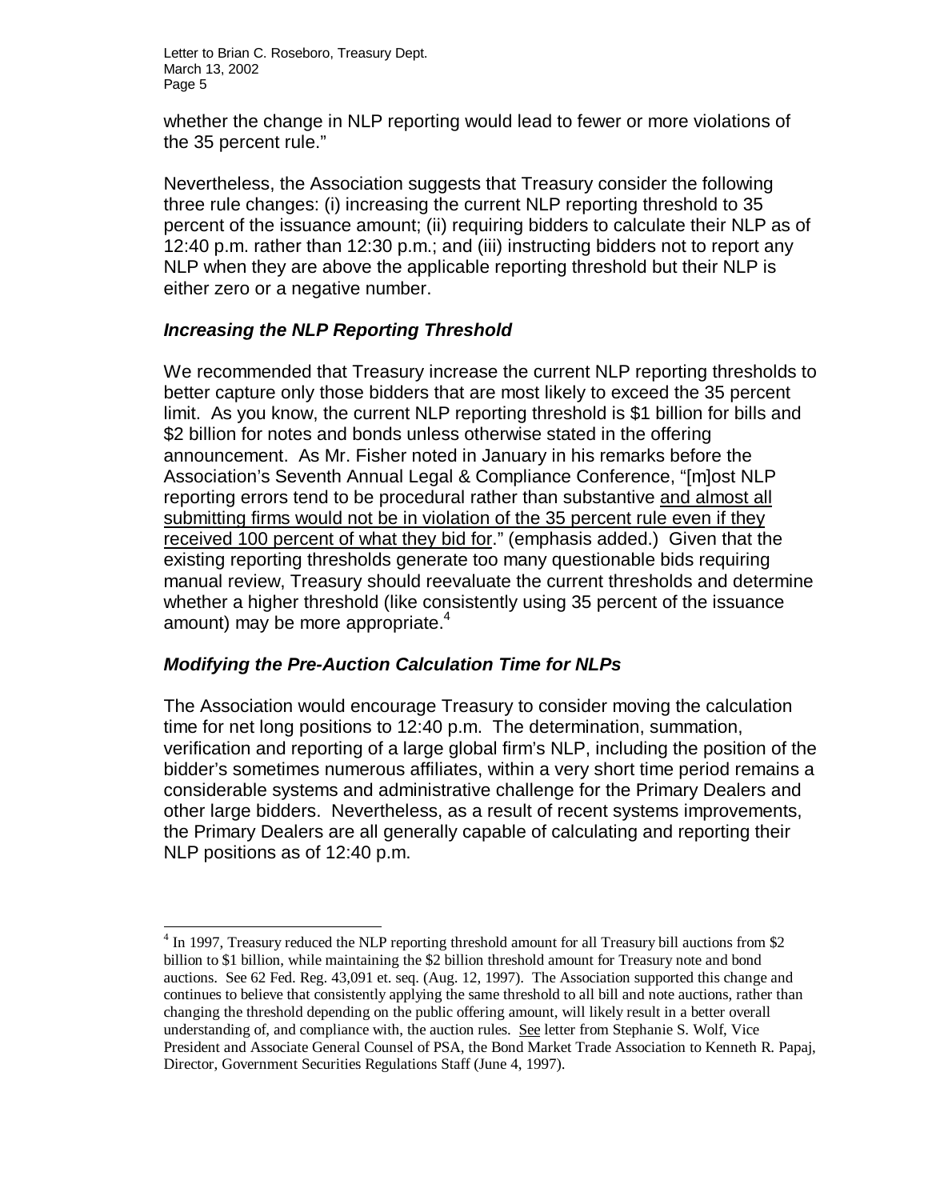whether the change in NLP reporting would lead to fewer or more violations of the 35 percent rule."

Nevertheless, the Association suggests that Treasury consider the following three rule changes: (i) increasing the current NLP reporting threshold to 35 percent of the issuance amount; (ii) requiring bidders to calculate their NLP as of 12:40 p.m. rather than 12:30 p.m.; and (iii) instructing bidders not to report any NLP when they are above the applicable reporting threshold but their NLP is either zero or a negative number.

### ***Increasing the NLP Reporting Threshold***

We recommended that Treasury increase the current NLP reporting thresholds to better capture only those bidders that are most likely to exceed the 35 percent limit. As you know, the current NLP reporting threshold is $1 billion for bills and $2 billion for notes and bonds unless otherwise stated in the offering announcement. As Mr. Fisher noted in January in his remarks before the Association's Seventh Annual Legal & Compliance Conference, "[m]ost NLP reporting errors tend to be procedural rather than substantive <u>and almost all submitting firms would not be in violation of the 35 percent rule even if they received 100 percent of what they bid for</u>." (emphasis added.) Given that the existing reporting thresholds generate too many questionable bids requiring manual review, Treasury should reevaluate the current thresholds and determine whether a higher threshold (like consistently using 35 percent of the issuance amount) may be more appropriate.[4]

### ***Modifying the Pre-Auction Calculation Time for NLPs***

The Association would encourage Treasury to consider moving the calculation time for net long positions to 12:40 p.m. The determination, summation, verification and reporting of a large global firm's NLP, including the position of the bidder's sometimes numerous affiliates, within a very short time period remains a considerable systems and administrative challenge for the Primary Dealers and other large bidders. Nevertheless, as a result of recent systems improvements, the Primary Dealers are all generally capable of calculating and reporting their NLP positions as of 12:40 p.m.

---

[4] In 1997, Treasury reduced the NLP reporting threshold amount for all Treasury bill auctions from $2 billion to $1 billion, while maintaining the $2 billion threshold amount for Treasury note and bond auctions. See 62 Fed. Reg. 43,091 et. seq. (Aug. 12, 1997). The Association supported this change and continues to believe that consistently applying the same threshold to all bill and note auctions, rather than changing the threshold depending on the public offering amount, will likely result in a better overall understanding of, and compliance with, the auction rules. <u>See</u> letter from Stephanie S. Wolf, Vice President and Associate General Counsel of PSA, the Bond Market Trade Association to Kenneth R. Papaj, Director, Government Securities Regulations Staff (June 4, 1997).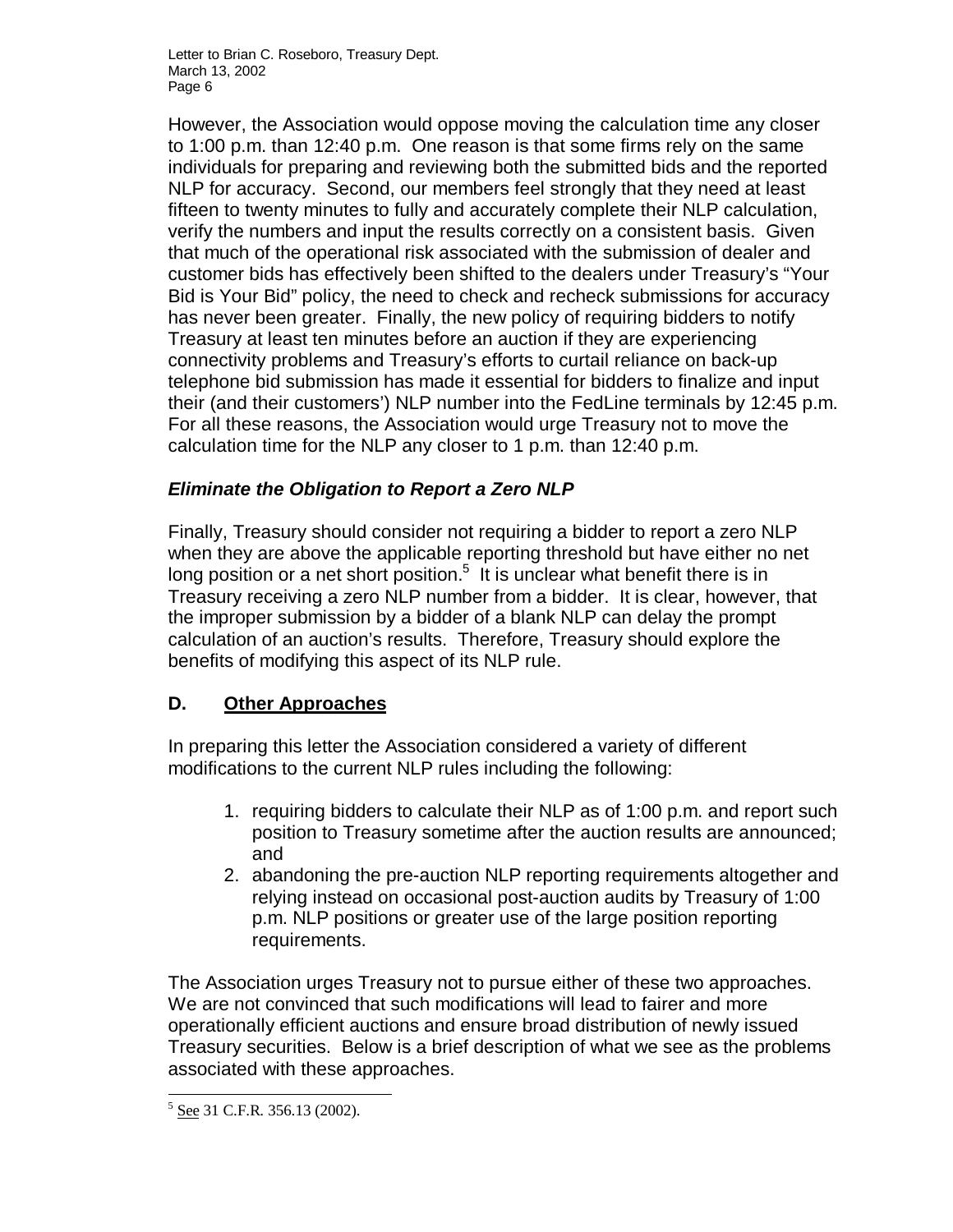However, the Association would oppose moving the calculation time any closer to 1:00 p.m. than 12:40 p.m. One reason is that some firms rely on the same individuals for preparing and reviewing both the submitted bids and the reported NLP for accuracy. Second, our members feel strongly that they need at least fifteen to twenty minutes to fully and accurately complete their NLP calculation, verify the numbers and input the results correctly on a consistent basis. Given that much of the operational risk associated with the submission of dealer and customer bids has effectively been shifted to the dealers under Treasury's "Your Bid is Your Bid" policy, the need to check and recheck submissions for accuracy has never been greater. Finally, the new policy of requiring bidders to notify Treasury at least ten minutes before an auction if they are experiencing connectivity problems and Treasury's efforts to curtail reliance on back-up telephone bid submission has made it essential for bidders to finalize and input their (and their customers') NLP number into the FedLine terminals by 12:45 p.m. For all these reasons, the Association would urge Treasury not to move the calculation time for the NLP any closer to 1 p.m. than 12:40 p.m.

### *Eliminate the Obligation to Report a Zero NLP*

Finally, Treasury should consider not requiring a bidder to report a zero NLP when they are above the applicable reporting threshold but have either no net long position or a net short position.[5] It is unclear what benefit there is in Treasury receiving a zero NLP number from a bidder. It is clear, however, that the improper submission by a bidder of a blank NLP can delay the prompt calculation of an auction's results. Therefore, Treasury should explore the benefits of modifying this aspect of its NLP rule.

## D. Other Approaches

In preparing this letter the Association considered a variety of different modifications to the current NLP rules including the following:

1. requiring bidders to calculate their NLP as of 1:00 p.m. and report such position to Treasury sometime after the auction results are announced; and
2. abandoning the pre-auction NLP reporting requirements altogether and relying instead on occasional post-auction audits by Treasury of 1:00 p.m. NLP positions or greater use of the large position reporting requirements.

The Association urges Treasury not to pursue either of these two approaches. We are not convinced that such modifications will lead to fairer and more operationally efficient auctions and ensure broad distribution of newly issued Treasury securities. Below is a brief description of what we see as the problems associated with these approaches.

---

[5] See 31 C.F.R. 356.13 (2002).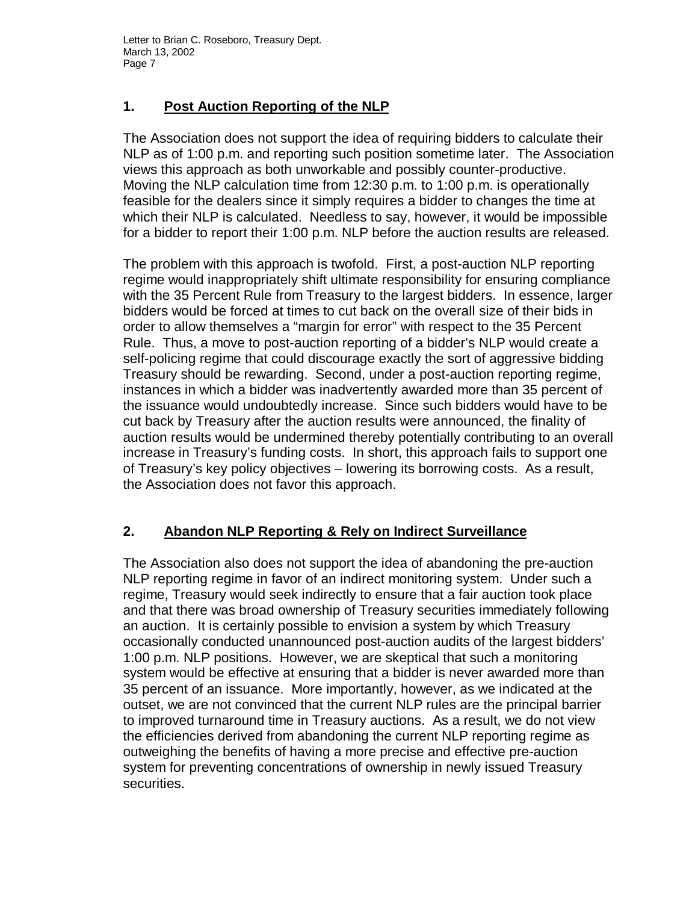## 1. Post Auction Reporting of the NLP

The Association does not support the idea of requiring bidders to calculate their NLP as of 1:00 p.m. and reporting such position sometime later. The Association views this approach as both unworkable and possibly counter-productive. Moving the NLP calculation time from 12:30 p.m. to 1:00 p.m. is operationally feasible for the dealers since it simply requires a bidder to changes the time at which their NLP is calculated. Needless to say, however, it would be impossible for a bidder to report their 1:00 p.m. NLP before the auction results are released.

The problem with this approach is twofold. First, a post-auction NLP reporting regime would inappropriately shift ultimate responsibility for ensuring compliance with the 35 Percent Rule from Treasury to the largest bidders. In essence, larger bidders would be forced at times to cut back on the overall size of their bids in order to allow themselves a "margin for error" with respect to the 35 Percent Rule. Thus, a move to post-auction reporting of a bidder's NLP would create a self-policing regime that could discourage exactly the sort of aggressive bidding Treasury should be rewarding. Second, under a post-auction reporting regime, instances in which a bidder was inadvertently awarded more than 35 percent of the issuance would undoubtedly increase. Since such bidders would have to be cut back by Treasury after the auction results were announced, the finality of auction results would be undermined thereby potentially contributing to an overall increase in Treasury's funding costs. In short, this approach fails to support one of Treasury's key policy objectives – lowering its borrowing costs. As a result, the Association does not favor this approach.

## 2. Abandon NLP Reporting & Rely on Indirect Surveillance

The Association also does not support the idea of abandoning the pre-auction NLP reporting regime in favor of an indirect monitoring system. Under such a regime, Treasury would seek indirectly to ensure that a fair auction took place and that there was broad ownership of Treasury securities immediately following an auction. It is certainly possible to envision a system by which Treasury occasionally conducted unannounced post-auction audits of the largest bidders' 1:00 p.m. NLP positions. However, we are skeptical that such a monitoring system would be effective at ensuring that a bidder is never awarded more than 35 percent of an issuance. More importantly, however, as we indicated at the outset, we are not convinced that the current NLP rules are the principal barrier to improved turnaround time in Treasury auctions. As a result, we do not view the efficiencies derived from abandoning the current NLP reporting regime as outweighing the benefits of having a more precise and effective pre-auction system for preventing concentrations of ownership in newly issued Treasury securities.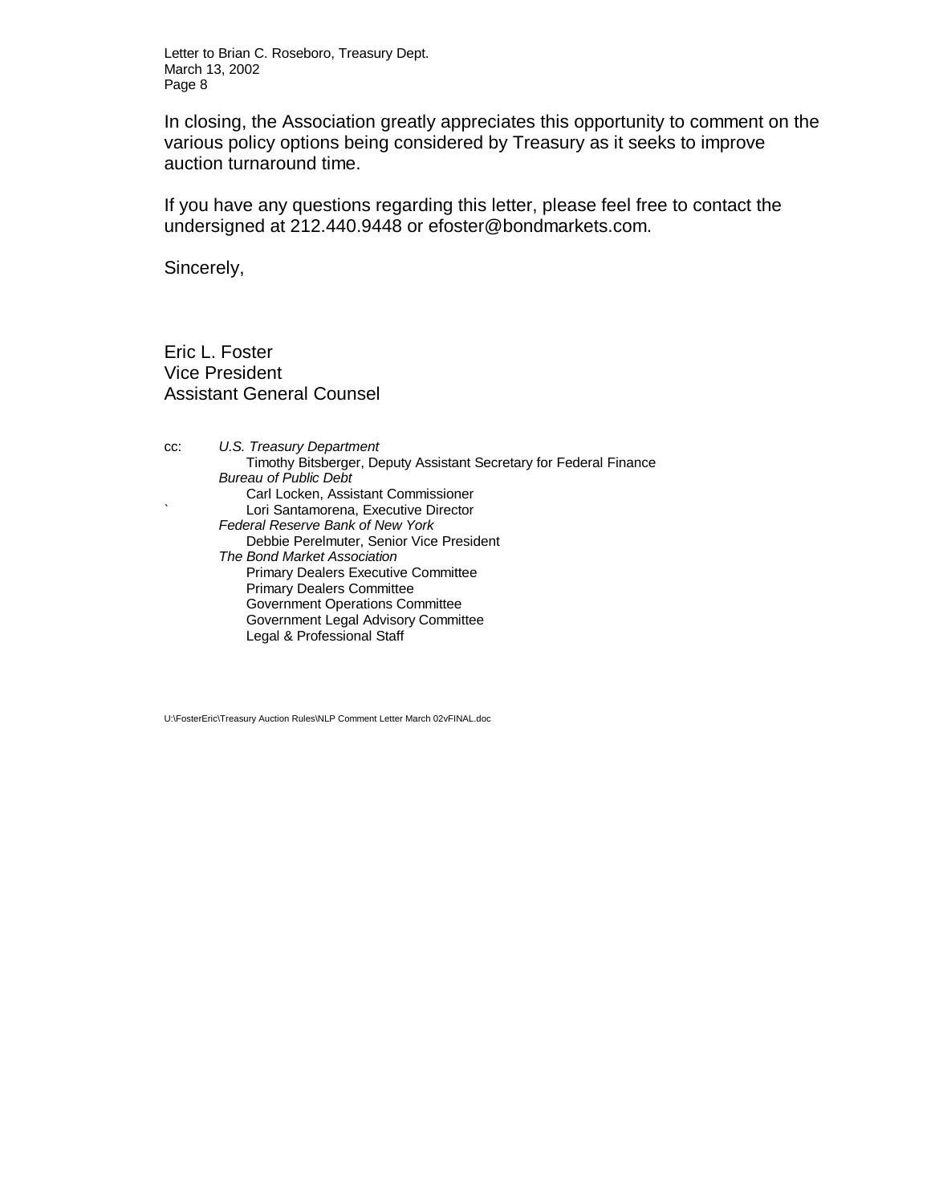In closing, the Association greatly appreciates this opportunity to comment on the various policy options being considered by Treasury as it seeks to improve auction turnaround time.

If you have any questions regarding this letter, please feel free to contact the undersigned at 212.440.9448 or efoster@bondmarkets.com.

Sincerely,

Eric L. Foster
Vice President
Assistant General Counsel

cc: *U.S. Treasury Department*
Timothy Bitsberger, Deputy Assistant Secretary for Federal Finance
*Bureau of Public Debt*
Carl Locken, Assistant Commissioner
Lori Santamorena, Executive Director
*Federal Reserve Bank of New York*
Debbie Perelmuter, Senior Vice President
*The Bond Market Association*
Primary Dealers Executive Committee
Primary Dealers Committee
Government Operations Committee
Government Legal Advisory Committee
Legal & Professional Staff

U:\FosterEric\Treasury Auction Rules\NLP Comment Letter March 02vFINAL.doc